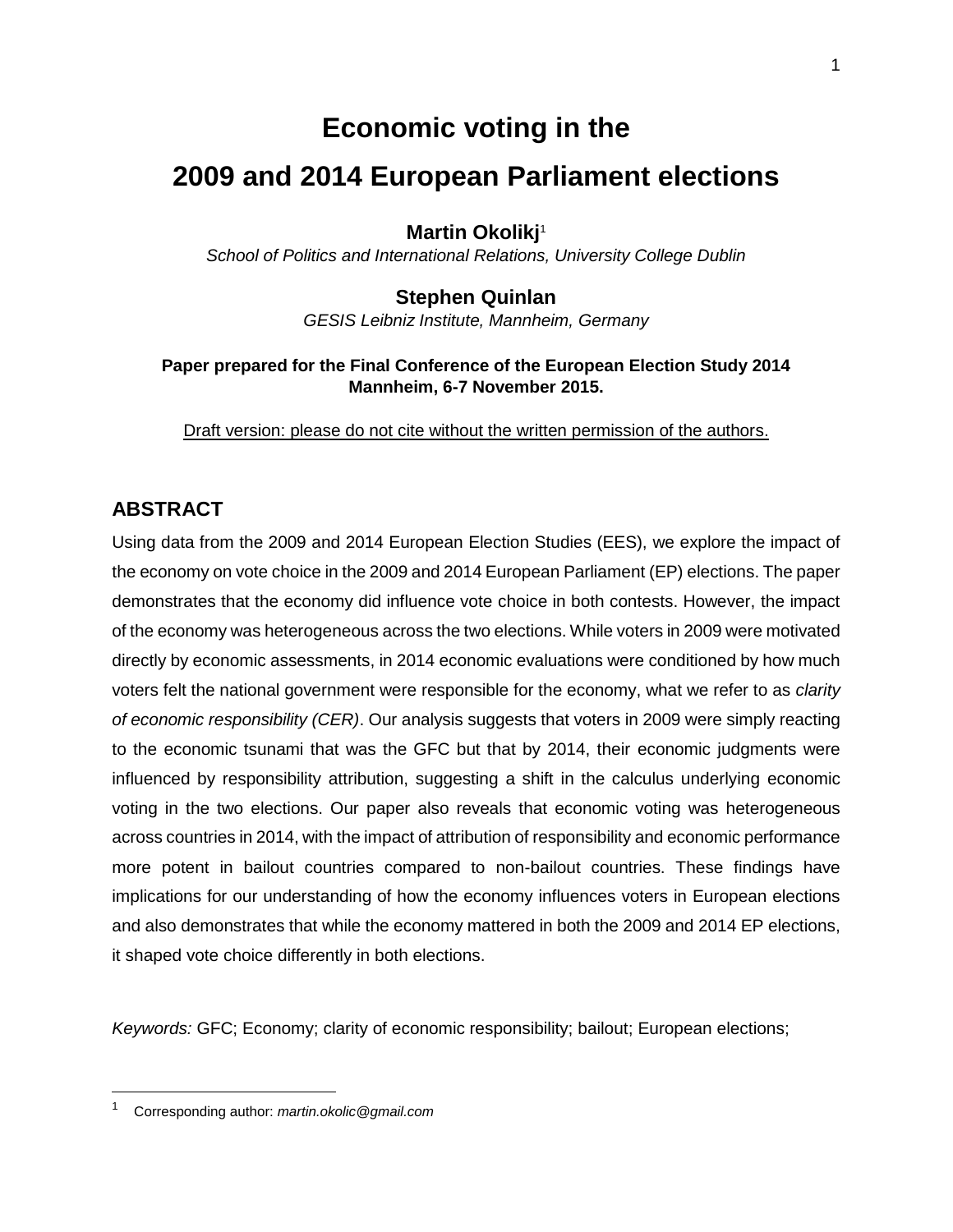# Economic voting in the 2009 and 2014 European Parliament elections

**Martin Okolikj**[1]

*School of Politics and International Relations, University College Dublin*

**Stephen Quinlan**

*GESIS Leibniz Institute, Mannheim, Germany*

**Paper prepared for the Final Conference of the European Election Study 2014 Mannheim, 6-7 November 2015.**

Draft version: please do not cite without the written permission of the authors.

## ABSTRACT

Using data from the 2009 and 2014 European Election Studies (EES), we explore the impact of the economy on vote choice in the 2009 and 2014 European Parliament (EP) elections. The paper demonstrates that the economy did influence vote choice in both contests. However, the impact of the economy was heterogeneous across the two elections. While voters in 2009 were motivated directly by economic assessments, in 2014 economic evaluations were conditioned by how much voters felt the national government were responsible for the economy, what we refer to as *clarity of economic responsibility (CER)*. Our analysis suggests that voters in 2009 were simply reacting to the economic tsunami that was the GFC but that by 2014, their economic judgments were influenced by responsibility attribution, suggesting a shift in the calculus underlying economic voting in the two elections. Our paper also reveals that economic voting was heterogeneous across countries in 2014, with the impact of attribution of responsibility and economic performance more potent in bailout countries compared to non-bailout countries. These findings have implications for our understanding of how the economy influences voters in European elections and also demonstrates that while the economy mattered in both the 2009 and 2014 EP elections, it shaped vote choice differently in both elections.

*Keywords:* GFC; Economy; clarity of economic responsibility; bailout; European elections;

[1] Corresponding author: *martin.okolic@gmail.com*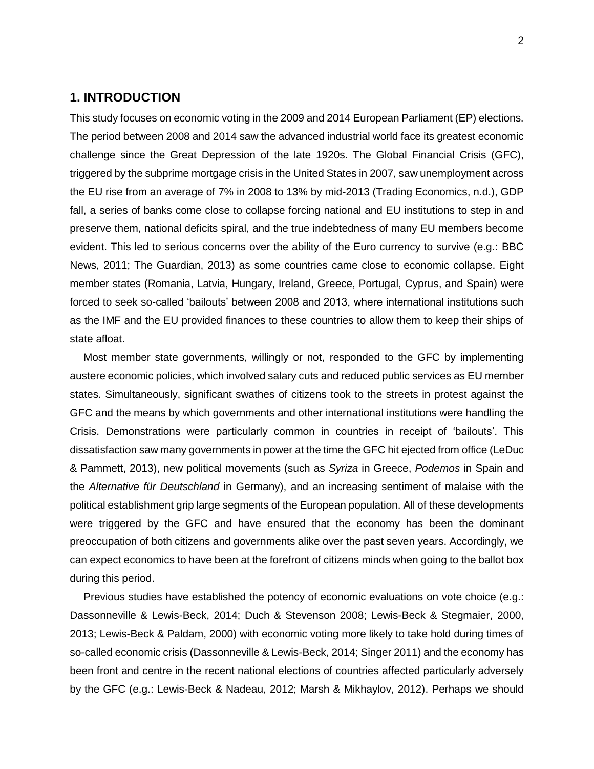## 1. INTRODUCTION

This study focuses on economic voting in the 2009 and 2014 European Parliament (EP) elections. The period between 2008 and 2014 saw the advanced industrial world face its greatest economic challenge since the Great Depression of the late 1920s. The Global Financial Crisis (GFC), triggered by the subprime mortgage crisis in the United States in 2007, saw unemployment across the EU rise from an average of 7% in 2008 to 13% by mid-2013 (Trading Economics, n.d.), GDP fall, a series of banks come close to collapse forcing national and EU institutions to step in and preserve them, national deficits spiral, and the true indebtedness of many EU members become evident. This led to serious concerns over the ability of the Euro currency to survive (e.g.: BBC News, 2011; The Guardian, 2013) as some countries came close to economic collapse. Eight member states (Romania, Latvia, Hungary, Ireland, Greece, Portugal, Cyprus, and Spain) were forced to seek so-called 'bailouts' between 2008 and 2013, where international institutions such as the IMF and the EU provided finances to these countries to allow them to keep their ships of state afloat.

Most member state governments, willingly or not, responded to the GFC by implementing austere economic policies, which involved salary cuts and reduced public services as EU member states. Simultaneously, significant swathes of citizens took to the streets in protest against the GFC and the means by which governments and other international institutions were handling the Crisis. Demonstrations were particularly common in countries in receipt of 'bailouts'. This dissatisfaction saw many governments in power at the time the GFC hit ejected from office (LeDuc & Pammett, 2013), new political movements (such as *Syriza* in Greece, *Podemos* in Spain and the *Alternative für Deutschland* in Germany), and an increasing sentiment of malaise with the political establishment grip large segments of the European population. All of these developments were triggered by the GFC and have ensured that the economy has been the dominant preoccupation of both citizens and governments alike over the past seven years. Accordingly, we can expect economics to have been at the forefront of citizens minds when going to the ballot box during this period.

Previous studies have established the potency of economic evaluations on vote choice (e.g.: Dassonneville & Lewis-Beck, 2014; Duch & Stevenson 2008; Lewis-Beck & Stegmaier, 2000, 2013; Lewis-Beck & Paldam, 2000) with economic voting more likely to take hold during times of so-called economic crisis (Dassonneville & Lewis-Beck, 2014; Singer 2011) and the economy has been front and centre in the recent national elections of countries affected particularly adversely by the GFC (e.g.: Lewis-Beck & Nadeau, 2012; Marsh & Mikhaylov, 2012). Perhaps we should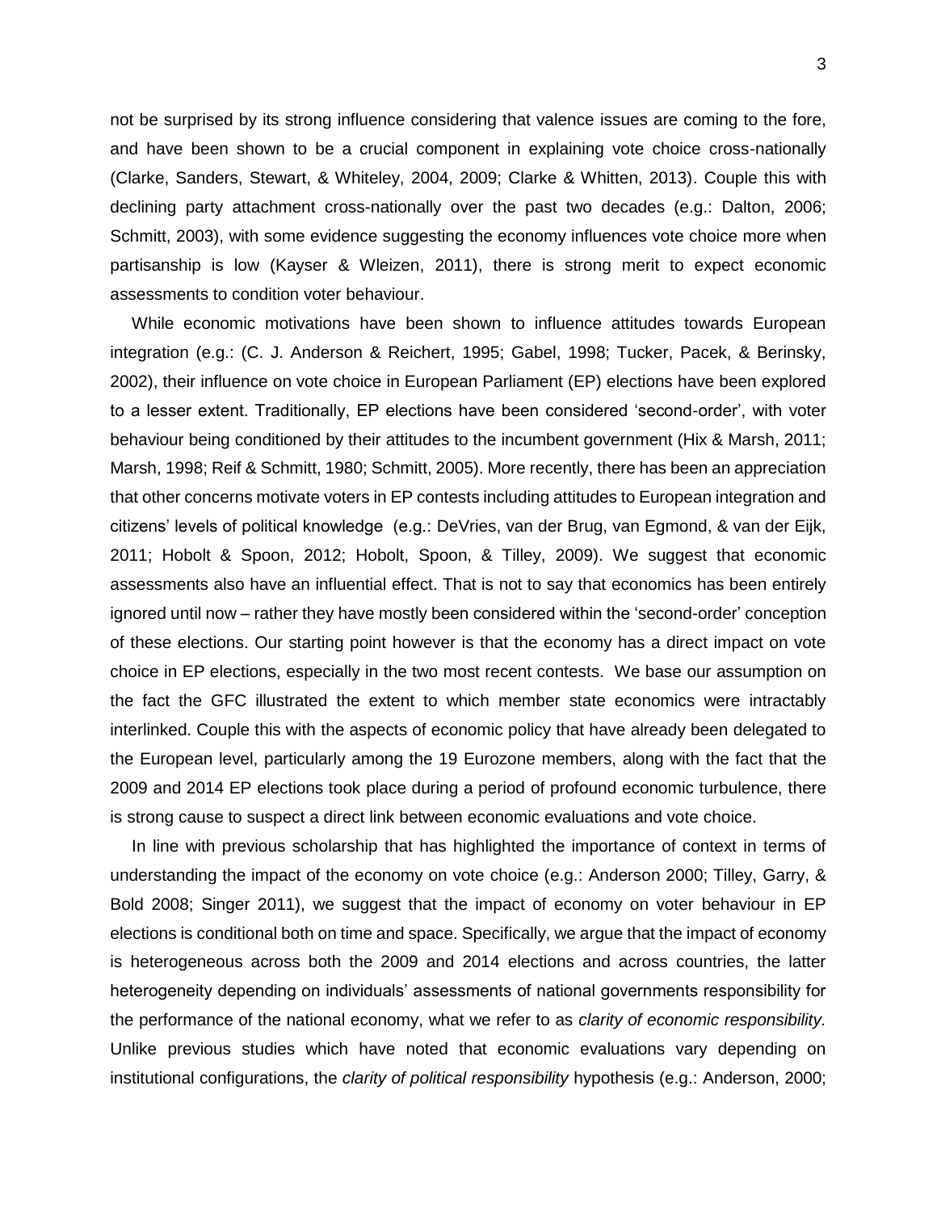not be surprised by its strong influence considering that valence issues are coming to the fore, and have been shown to be a crucial component in explaining vote choice cross-nationally (Clarke, Sanders, Stewart, & Whiteley, 2004, 2009; Clarke & Whitten, 2013). Couple this with declining party attachment cross-nationally over the past two decades (e.g.: Dalton, 2006; Schmitt, 2003), with some evidence suggesting the economy influences vote choice more when partisanship is low (Kayser & Wleizen, 2011), there is strong merit to expect economic assessments to condition voter behaviour.

While economic motivations have been shown to influence attitudes towards European integration (e.g.: (C. J. Anderson & Reichert, 1995; Gabel, 1998; Tucker, Pacek, & Berinsky, 2002), their influence on vote choice in European Parliament (EP) elections have been explored to a lesser extent. Traditionally, EP elections have been considered 'second-order', with voter behaviour being conditioned by their attitudes to the incumbent government (Hix & Marsh, 2011; Marsh, 1998; Reif & Schmitt, 1980; Schmitt, 2005). More recently, there has been an appreciation that other concerns motivate voters in EP contests including attitudes to European integration and citizens' levels of political knowledge (e.g.: DeVries, van der Brug, van Egmond, & van der Eijk, 2011; Hobolt & Spoon, 2012; Hobolt, Spoon, & Tilley, 2009). We suggest that economic assessments also have an influential effect. That is not to say that economics has been entirely ignored until now – rather they have mostly been considered within the 'second-order' conception of these elections. Our starting point however is that the economy has a direct impact on vote choice in EP elections, especially in the two most recent contests. We base our assumption on the fact the GFC illustrated the extent to which member state economics were intractably interlinked. Couple this with the aspects of economic policy that have already been delegated to the European level, particularly among the 19 Eurozone members, along with the fact that the 2009 and 2014 EP elections took place during a period of profound economic turbulence, there is strong cause to suspect a direct link between economic evaluations and vote choice.

In line with previous scholarship that has highlighted the importance of context in terms of understanding the impact of the economy on vote choice (e.g.: Anderson 2000; Tilley, Garry, & Bold 2008; Singer 2011), we suggest that the impact of economy on voter behaviour in EP elections is conditional both on time and space. Specifically, we argue that the impact of economy is heterogeneous across both the 2009 and 2014 elections and across countries, the latter heterogeneity depending on individuals' assessments of national governments responsibility for the performance of the national economy, what we refer to as *clarity of economic responsibility.* Unlike previous studies which have noted that economic evaluations vary depending on institutional configurations, the *clarity of political responsibility* hypothesis (e.g.: Anderson, 2000;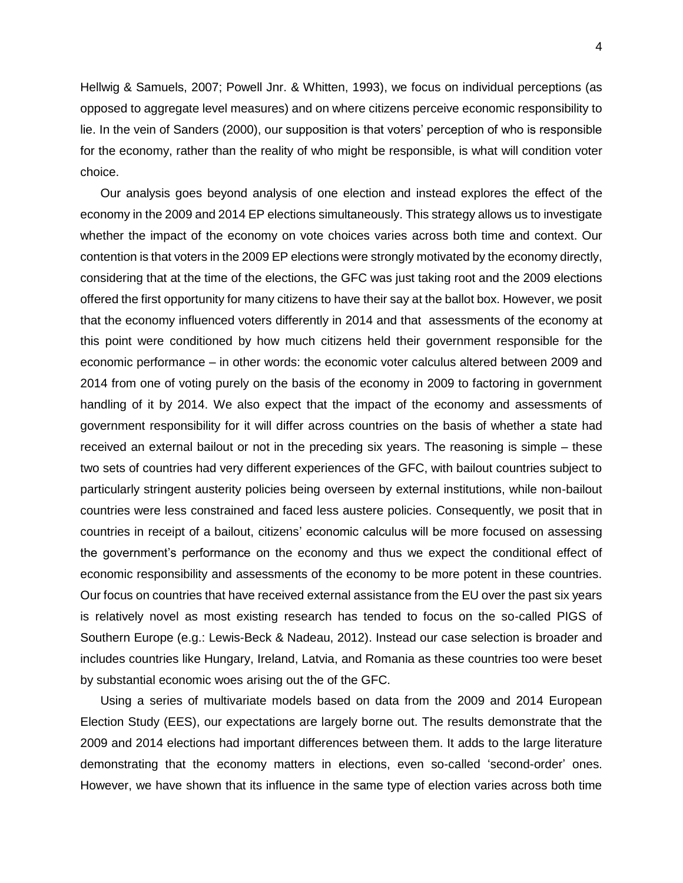Hellwig & Samuels, 2007; Powell Jnr. & Whitten, 1993), we focus on individual perceptions (as opposed to aggregate level measures) and on where citizens perceive economic responsibility to lie. In the vein of Sanders (2000), our supposition is that voters' perception of who is responsible for the economy, rather than the reality of who might be responsible, is what will condition voter choice.

Our analysis goes beyond analysis of one election and instead explores the effect of the economy in the 2009 and 2014 EP elections simultaneously. This strategy allows us to investigate whether the impact of the economy on vote choices varies across both time and context. Our contention is that voters in the 2009 EP elections were strongly motivated by the economy directly, considering that at the time of the elections, the GFC was just taking root and the 2009 elections offered the first opportunity for many citizens to have their say at the ballot box. However, we posit that the economy influenced voters differently in 2014 and that assessments of the economy at this point were conditioned by how much citizens held their government responsible for the economic performance – in other words: the economic voter calculus altered between 2009 and 2014 from one of voting purely on the basis of the economy in 2009 to factoring in government handling of it by 2014. We also expect that the impact of the economy and assessments of government responsibility for it will differ across countries on the basis of whether a state had received an external bailout or not in the preceding six years. The reasoning is simple – these two sets of countries had very different experiences of the GFC, with bailout countries subject to particularly stringent austerity policies being overseen by external institutions, while non-bailout countries were less constrained and faced less austere policies. Consequently, we posit that in countries in receipt of a bailout, citizens' economic calculus will be more focused on assessing the government's performance on the economy and thus we expect the conditional effect of economic responsibility and assessments of the economy to be more potent in these countries. Our focus on countries that have received external assistance from the EU over the past six years is relatively novel as most existing research has tended to focus on the so-called PIGS of Southern Europe (e.g.: Lewis-Beck & Nadeau, 2012). Instead our case selection is broader and includes countries like Hungary, Ireland, Latvia, and Romania as these countries too were beset by substantial economic woes arising out the of the GFC.

Using a series of multivariate models based on data from the 2009 and 2014 European Election Study (EES), our expectations are largely borne out. The results demonstrate that the 2009 and 2014 elections had important differences between them. It adds to the large literature demonstrating that the economy matters in elections, even so-called 'second-order' ones. However, we have shown that its influence in the same type of election varies across both time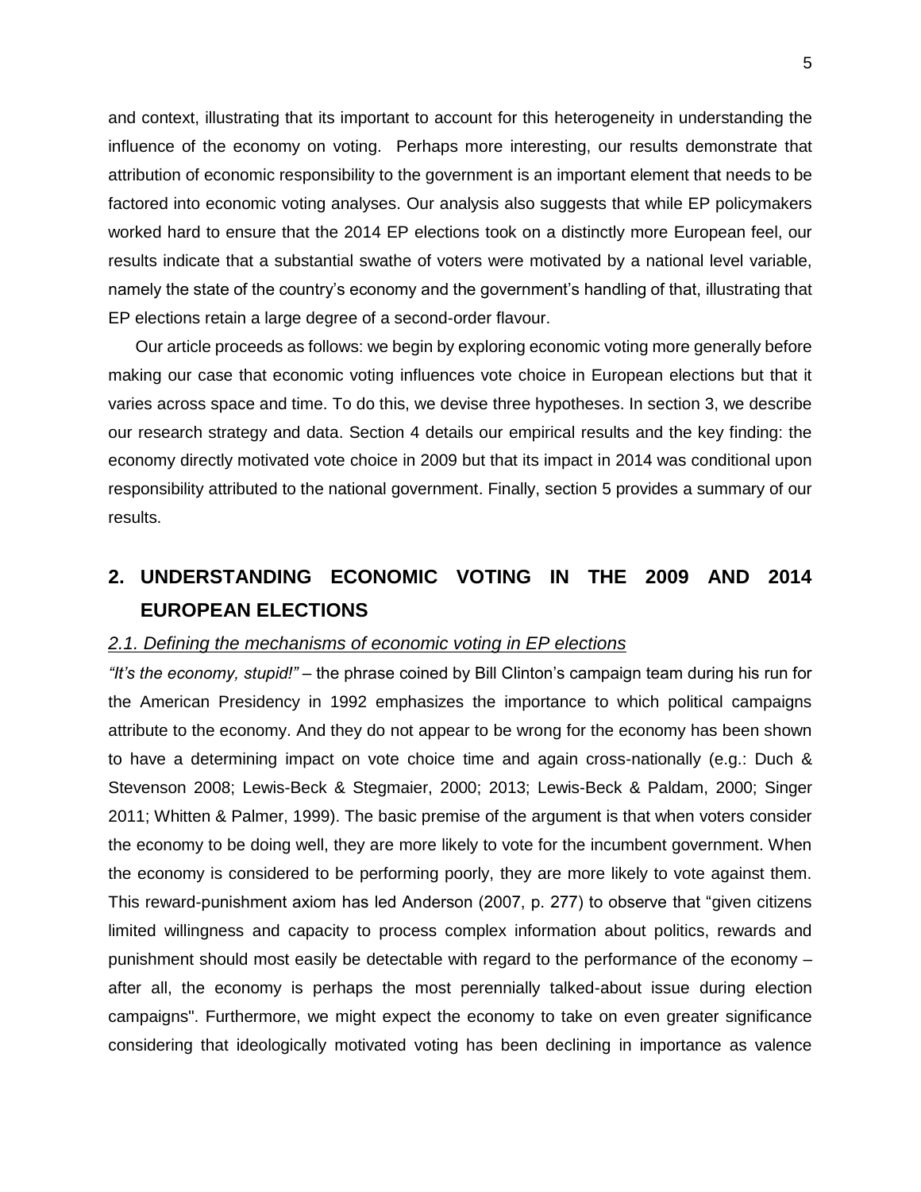and context, illustrating that its important to account for this heterogeneity in understanding the influence of the economy on voting. Perhaps more interesting, our results demonstrate that attribution of economic responsibility to the government is an important element that needs to be factored into economic voting analyses. Our analysis also suggests that while EP policymakers worked hard to ensure that the 2014 EP elections took on a distinctly more European feel, our results indicate that a substantial swathe of voters were motivated by a national level variable, namely the state of the country's economy and the government's handling of that, illustrating that EP elections retain a large degree of a second-order flavour.

Our article proceeds as follows: we begin by exploring economic voting more generally before making our case that economic voting influences vote choice in European elections but that it varies across space and time. To do this, we devise three hypotheses. In section 3, we describe our research strategy and data. Section 4 details our empirical results and the key finding: the economy directly motivated vote choice in 2009 but that its impact in 2014 was conditional upon responsibility attributed to the national government. Finally, section 5 provides a summary of our results.

## 2. UNDERSTANDING ECONOMIC VOTING IN THE 2009 AND 2014 EUROPEAN ELECTIONS

### *2.1. Defining the mechanisms of economic voting in EP elections*

*"It's the economy, stupid!"* – the phrase coined by Bill Clinton's campaign team during his run for the American Presidency in 1992 emphasizes the importance to which political campaigns attribute to the economy. And they do not appear to be wrong for the economy has been shown to have a determining impact on vote choice time and again cross-nationally (e.g.: Duch & Stevenson 2008; Lewis-Beck & Stegmaier, 2000; 2013; Lewis-Beck & Paldam, 2000; Singer 2011; Whitten & Palmer, 1999). The basic premise of the argument is that when voters consider the economy to be doing well, they are more likely to vote for the incumbent government. When the economy is considered to be performing poorly, they are more likely to vote against them. This reward-punishment axiom has led Anderson (2007, p. 277) to observe that "given citizens limited willingness and capacity to process complex information about politics, rewards and punishment should most easily be detectable with regard to the performance of the economy – after all, the economy is perhaps the most perennially talked-about issue during election campaigns". Furthermore, we might expect the economy to take on even greater significance considering that ideologically motivated voting has been declining in importance as valence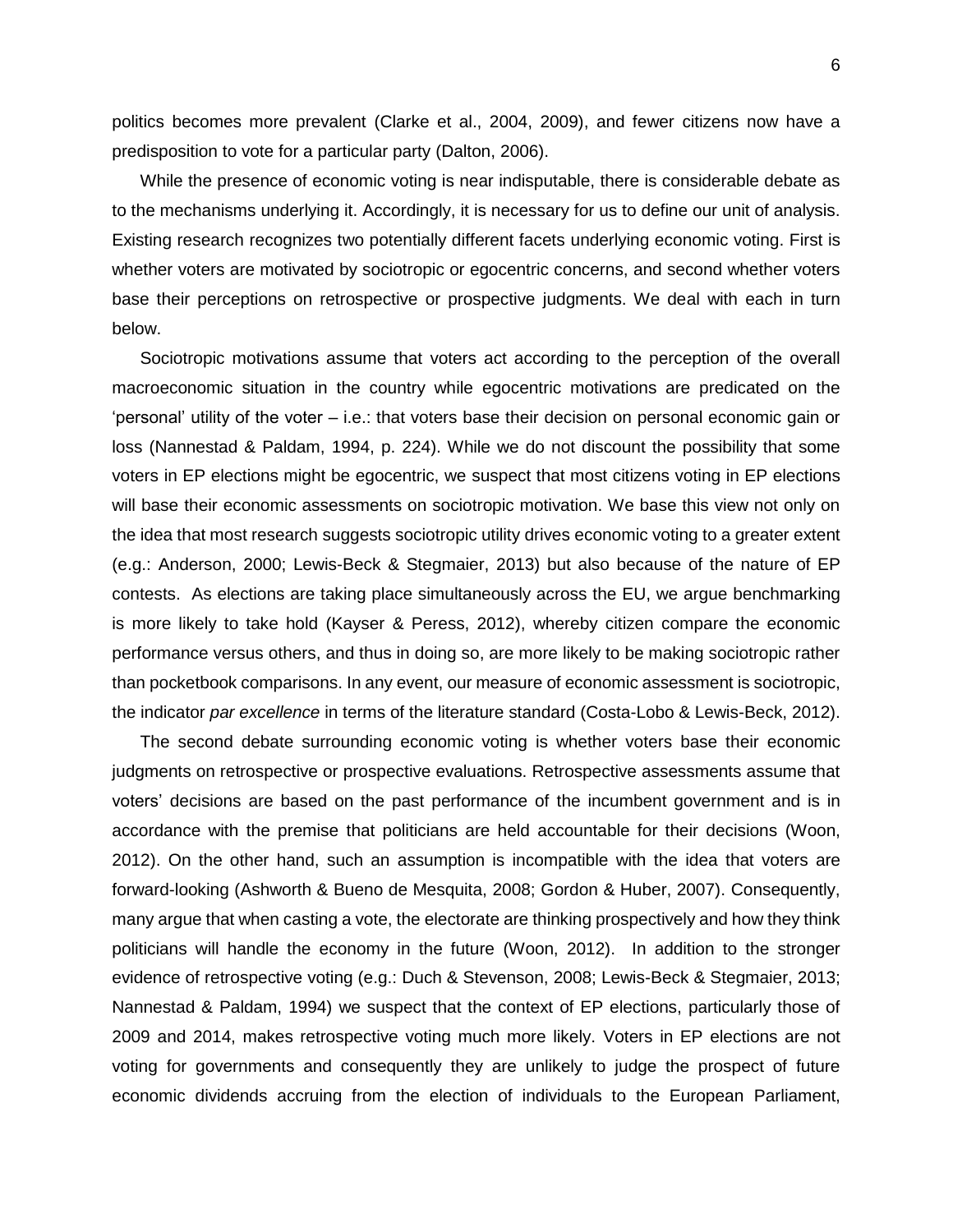politics becomes more prevalent (Clarke et al., 2004, 2009), and fewer citizens now have a predisposition to vote for a particular party (Dalton, 2006).

While the presence of economic voting is near indisputable, there is considerable debate as to the mechanisms underlying it. Accordingly, it is necessary for us to define our unit of analysis. Existing research recognizes two potentially different facets underlying economic voting. First is whether voters are motivated by sociotropic or egocentric concerns, and second whether voters base their perceptions on retrospective or prospective judgments. We deal with each in turn below.

Sociotropic motivations assume that voters act according to the perception of the overall macroeconomic situation in the country while egocentric motivations are predicated on the 'personal' utility of the voter – i.e.: that voters base their decision on personal economic gain or loss (Nannestad & Paldam, 1994, p. 224). While we do not discount the possibility that some voters in EP elections might be egocentric, we suspect that most citizens voting in EP elections will base their economic assessments on sociotropic motivation. We base this view not only on the idea that most research suggests sociotropic utility drives economic voting to a greater extent (e.g.: Anderson, 2000; Lewis-Beck & Stegmaier, 2013) but also because of the nature of EP contests. As elections are taking place simultaneously across the EU, we argue benchmarking is more likely to take hold (Kayser & Peress, 2012), whereby citizen compare the economic performance versus others, and thus in doing so, are more likely to be making sociotropic rather than pocketbook comparisons. In any event, our measure of economic assessment is sociotropic, the indicator *par excellence* in terms of the literature standard (Costa-Lobo & Lewis-Beck, 2012).

The second debate surrounding economic voting is whether voters base their economic judgments on retrospective or prospective evaluations. Retrospective assessments assume that voters' decisions are based on the past performance of the incumbent government and is in accordance with the premise that politicians are held accountable for their decisions (Woon, 2012). On the other hand, such an assumption is incompatible with the idea that voters are forward-looking (Ashworth & Bueno de Mesquita, 2008; Gordon & Huber, 2007). Consequently, many argue that when casting a vote, the electorate are thinking prospectively and how they think politicians will handle the economy in the future (Woon, 2012). In addition to the stronger evidence of retrospective voting (e.g.: Duch & Stevenson, 2008; Lewis-Beck & Stegmaier, 2013; Nannestad & Paldam, 1994) we suspect that the context of EP elections, particularly those of 2009 and 2014, makes retrospective voting much more likely. Voters in EP elections are not voting for governments and consequently they are unlikely to judge the prospect of future economic dividends accruing from the election of individuals to the European Parliament,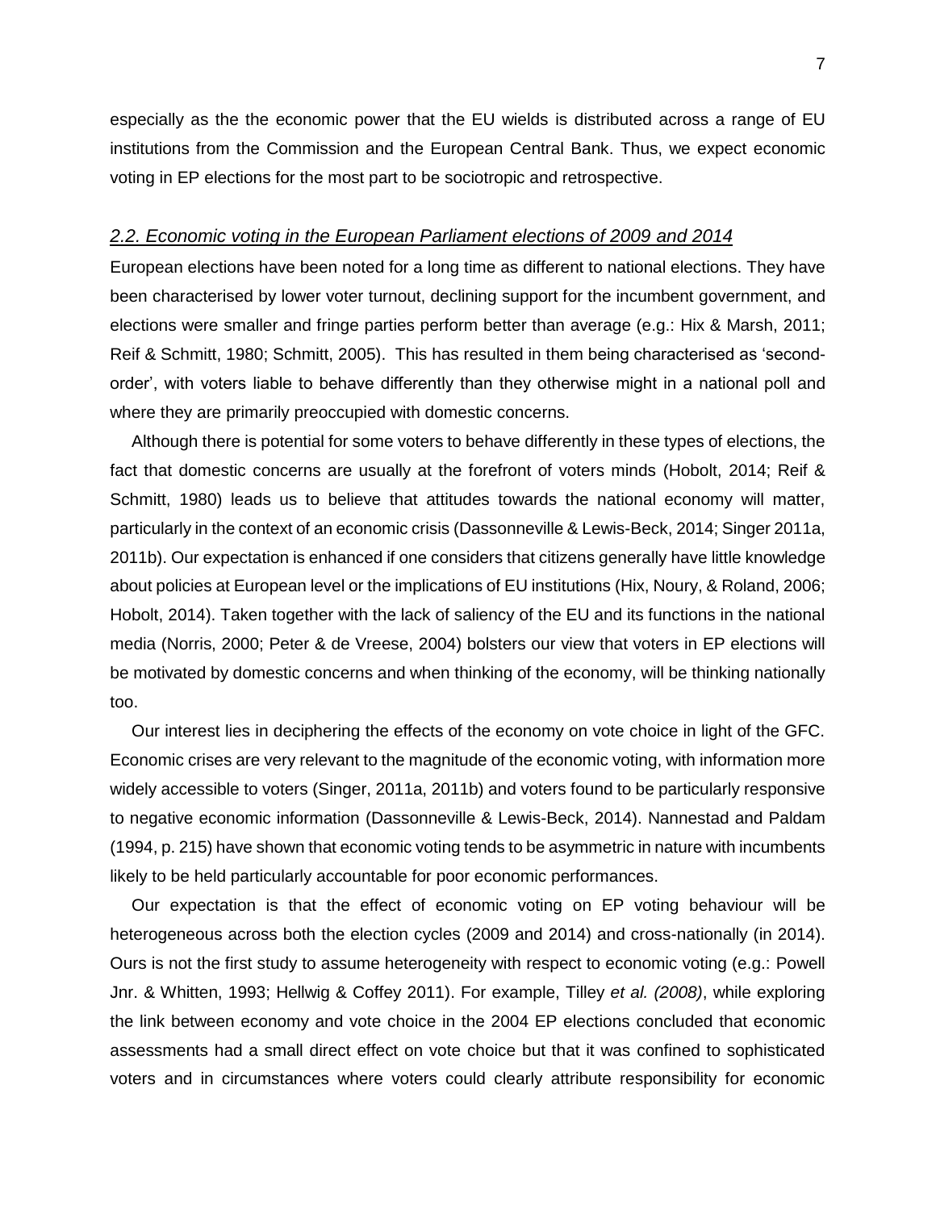especially as the the economic power that the EU wields is distributed across a range of EU institutions from the Commission and the European Central Bank. Thus, we expect economic voting in EP elections for the most part to be sociotropic and retrospective.

### *2.2. Economic voting in the European Parliament elections of 2009 and 2014*

European elections have been noted for a long time as different to national elections. They have been characterised by lower voter turnout, declining support for the incumbent government, and elections were smaller and fringe parties perform better than average (e.g.: Hix & Marsh, 2011; Reif & Schmitt, 1980; Schmitt, 2005). This has resulted in them being characterised as 'second-order', with voters liable to behave differently than they otherwise might in a national poll and where they are primarily preoccupied with domestic concerns.

Although there is potential for some voters to behave differently in these types of elections, the fact that domestic concerns are usually at the forefront of voters minds (Hobolt, 2014; Reif & Schmitt, 1980) leads us to believe that attitudes towards the national economy will matter, particularly in the context of an economic crisis (Dassonneville & Lewis-Beck, 2014; Singer 2011a, 2011b). Our expectation is enhanced if one considers that citizens generally have little knowledge about policies at European level or the implications of EU institutions (Hix, Noury, & Roland, 2006; Hobolt, 2014). Taken together with the lack of saliency of the EU and its functions in the national media (Norris, 2000; Peter & de Vreese, 2004) bolsters our view that voters in EP elections will be motivated by domestic concerns and when thinking of the economy, will be thinking nationally too.

Our interest lies in deciphering the effects of the economy on vote choice in light of the GFC. Economic crises are very relevant to the magnitude of the economic voting, with information more widely accessible to voters (Singer, 2011a, 2011b) and voters found to be particularly responsive to negative economic information (Dassonneville & Lewis-Beck, 2014). Nannestad and Paldam (1994, p. 215) have shown that economic voting tends to be asymmetric in nature with incumbents likely to be held particularly accountable for poor economic performances.

Our expectation is that the effect of economic voting on EP voting behaviour will be heterogeneous across both the election cycles (2009 and 2014) and cross-nationally (in 2014). Ours is not the first study to assume heterogeneity with respect to economic voting (e.g.: Powell Jnr. & Whitten, 1993; Hellwig & Coffey 2011). For example, Tilley *et al. (2008)*, while exploring the link between economy and vote choice in the 2004 EP elections concluded that economic assessments had a small direct effect on vote choice but that it was confined to sophisticated voters and in circumstances where voters could clearly attribute responsibility for economic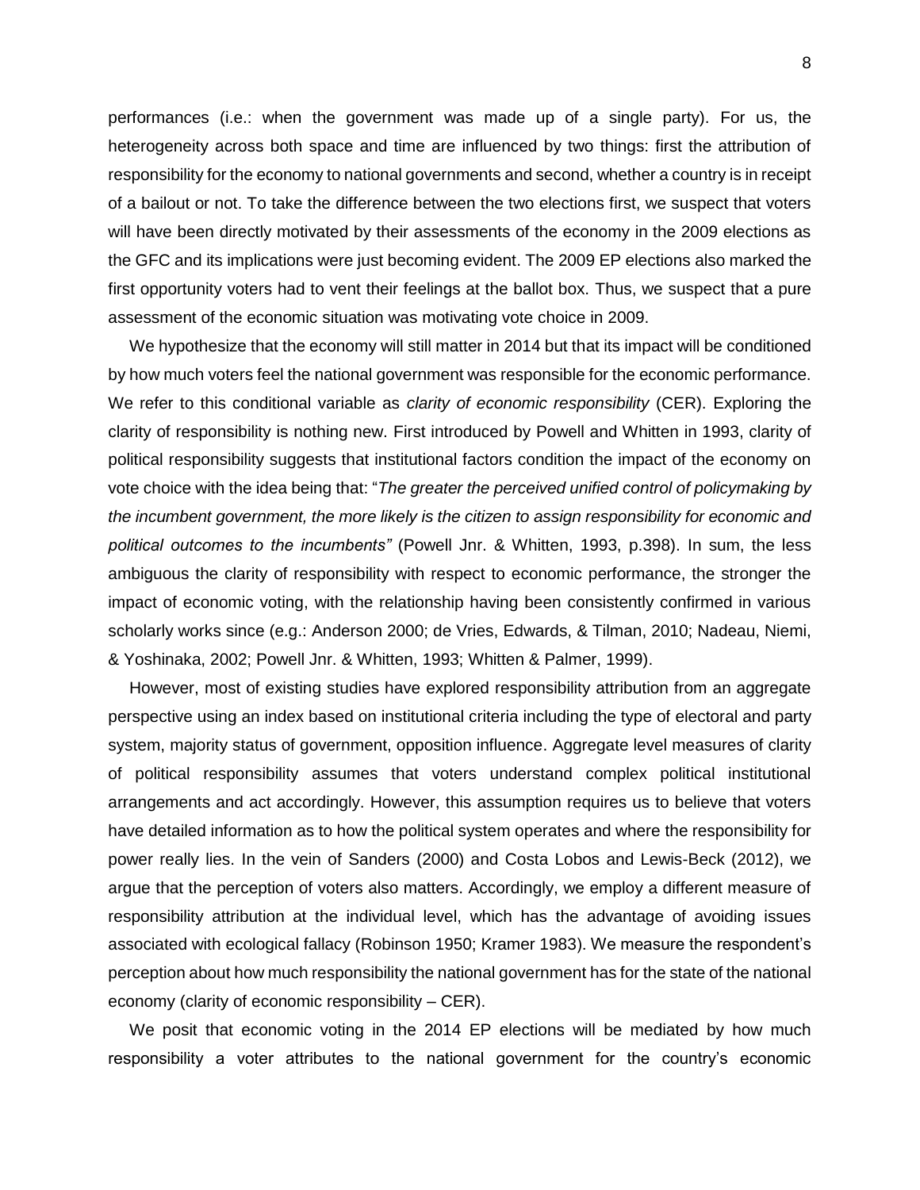performances (i.e.: when the government was made up of a single party). For us, the heterogeneity across both space and time are influenced by two things: first the attribution of responsibility for the economy to national governments and second, whether a country is in receipt of a bailout or not. To take the difference between the two elections first, we suspect that voters will have been directly motivated by their assessments of the economy in the 2009 elections as the GFC and its implications were just becoming evident. The 2009 EP elections also marked the first opportunity voters had to vent their feelings at the ballot box. Thus, we suspect that a pure assessment of the economic situation was motivating vote choice in 2009.

We hypothesize that the economy will still matter in 2014 but that its impact will be conditioned by how much voters feel the national government was responsible for the economic performance. We refer to this conditional variable as *clarity of economic responsibility* (CER). Exploring the clarity of responsibility is nothing new. First introduced by Powell and Whitten in 1993, clarity of political responsibility suggests that institutional factors condition the impact of the economy on vote choice with the idea being that: "*The greater the perceived unified control of policymaking by the incumbent government, the more likely is the citizen to assign responsibility for economic and political outcomes to the incumbents"* (Powell Jnr. & Whitten, 1993, p.398). In sum, the less ambiguous the clarity of responsibility with respect to economic performance, the stronger the impact of economic voting, with the relationship having been consistently confirmed in various scholarly works since (e.g.: Anderson 2000; de Vries, Edwards, & Tilman, 2010; Nadeau, Niemi, & Yoshinaka, 2002; Powell Jnr. & Whitten, 1993; Whitten & Palmer, 1999).

However, most of existing studies have explored responsibility attribution from an aggregate perspective using an index based on institutional criteria including the type of electoral and party system, majority status of government, opposition influence. Aggregate level measures of clarity of political responsibility assumes that voters understand complex political institutional arrangements and act accordingly. However, this assumption requires us to believe that voters have detailed information as to how the political system operates and where the responsibility for power really lies. In the vein of Sanders (2000) and Costa Lobos and Lewis-Beck (2012), we argue that the perception of voters also matters. Accordingly, we employ a different measure of responsibility attribution at the individual level, which has the advantage of avoiding issues associated with ecological fallacy (Robinson 1950; Kramer 1983). We measure the respondent's perception about how much responsibility the national government has for the state of the national economy (clarity of economic responsibility – CER).

We posit that economic voting in the 2014 EP elections will be mediated by how much responsibility a voter attributes to the national government for the country's economic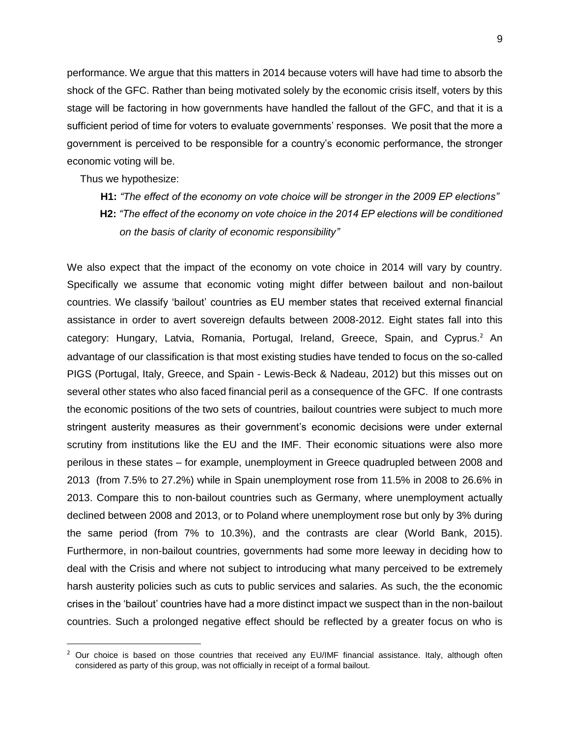performance. We argue that this matters in 2014 because voters will have had time to absorb the shock of the GFC. Rather than being motivated solely by the economic crisis itself, voters by this stage will be factoring in how governments have handled the fallout of the GFC, and that it is a sufficient period of time for voters to evaluate governments' responses. We posit that the more a government is perceived to be responsible for a country's economic performance, the stronger economic voting will be.

Thus we hypothesize:

> **H1:** *"The effect of the economy on vote choice will be stronger in the 2009 EP elections"*
>
> **H2:** *"The effect of the economy on vote choice in the 2014 EP elections will be conditioned on the basis of clarity of economic responsibility"*

We also expect that the impact of the economy on vote choice in 2014 will vary by country. Specifically we assume that economic voting might differ between bailout and non-bailout countries. We classify 'bailout' countries as EU member states that received external financial assistance in order to avert sovereign defaults between 2008-2012. Eight states fall into this category: Hungary, Latvia, Romania, Portugal, Ireland, Greece, Spain, and Cyprus.[2] An advantage of our classification is that most existing studies have tended to focus on the so-called PIGS (Portugal, Italy, Greece, and Spain - Lewis-Beck & Nadeau, 2012) but this misses out on several other states who also faced financial peril as a consequence of the GFC. If one contrasts the economic positions of the two sets of countries, bailout countries were subject to much more stringent austerity measures as their government's economic decisions were under external scrutiny from institutions like the EU and the IMF. Their economic situations were also more perilous in these states – for example, unemployment in Greece quadrupled between 2008 and 2013 (from 7.5% to 27.2%) while in Spain unemployment rose from 11.5% in 2008 to 26.6% in 2013. Compare this to non-bailout countries such as Germany, where unemployment actually declined between 2008 and 2013, or to Poland where unemployment rose but only by 3% during the same period (from 7% to 10.3%), and the contrasts are clear (World Bank, 2015). Furthermore, in non-bailout countries, governments had some more leeway in deciding how to deal with the Crisis and where not subject to introducing what many perceived to be extremely harsh austerity policies such as cuts to public services and salaries. As such, the the economic crises in the 'bailout' countries have had a more distinct impact we suspect than in the non-bailout countries. Such a prolonged negative effect should be reflected by a greater focus on who is

[2] Our choice is based on those countries that received any EU/IMF financial assistance. Italy, although often considered as party of this group, was not officially in receipt of a formal bailout.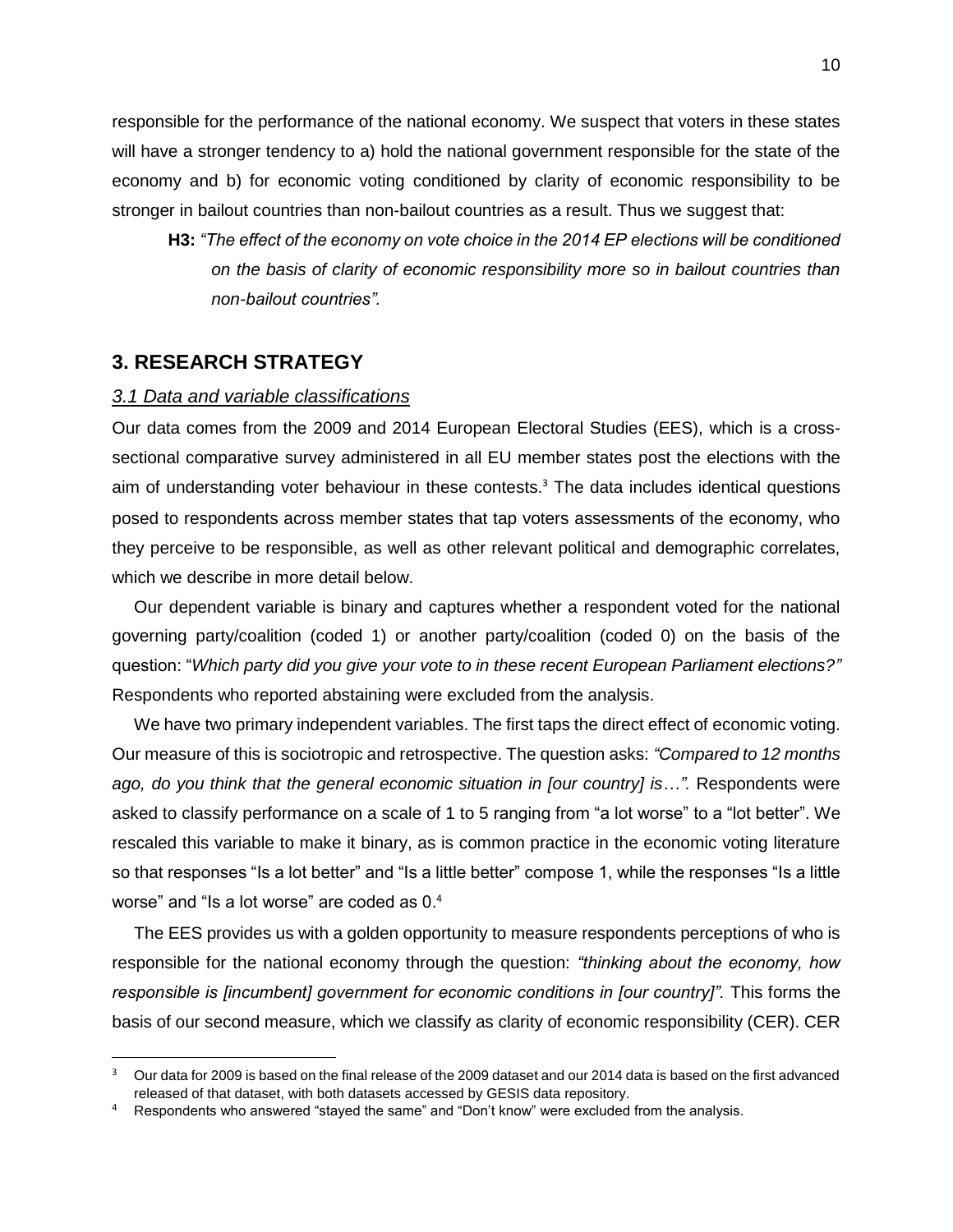responsible for the performance of the national economy. We suspect that voters in these states will have a stronger tendency to a) hold the national government responsible for the state of the economy and b) for economic voting conditioned by clarity of economic responsibility to be stronger in bailout countries than non-bailout countries as a result. Thus we suggest that:

> **H3:** *"The effect of the economy on vote choice in the 2014 EP elections will be conditioned on the basis of clarity of economic responsibility more so in bailout countries than non-bailout countries".*

## 3. RESEARCH STRATEGY

### *3.1 Data and variable classifications*

Our data comes from the 2009 and 2014 European Electoral Studies (EES), which is a cross-sectional comparative survey administered in all EU member states post the elections with the aim of understanding voter behaviour in these contests.[3] The data includes identical questions posed to respondents across member states that tap voters assessments of the economy, who they perceive to be responsible, as well as other relevant political and demographic correlates, which we describe in more detail below.

Our dependent variable is binary and captures whether a respondent voted for the national governing party/coalition (coded 1) or another party/coalition (coded 0) on the basis of the question: "*Which party did you give your vote to in these recent European Parliament elections?"* Respondents who reported abstaining were excluded from the analysis.

We have two primary independent variables. The first taps the direct effect of economic voting. Our measure of this is sociotropic and retrospective. The question asks: *"Compared to 12 months ago, do you think that the general economic situation in [our country] is…".* Respondents were asked to classify performance on a scale of 1 to 5 ranging from "a lot worse" to a "lot better". We rescaled this variable to make it binary, as is common practice in the economic voting literature so that responses "Is a lot better" and "Is a little better" compose 1, while the responses "Is a little worse" and "Is a lot worse" are coded as 0.[4]

The EES provides us with a golden opportunity to measure respondents perceptions of who is responsible for the national economy through the question: *"thinking about the economy, how responsible is [incumbent] government for economic conditions in [our country]".* This forms the basis of our second measure, which we classify as clarity of economic responsibility (CER). CER

---

[3] Our data for 2009 is based on the final release of the 2009 dataset and our 2014 data is based on the first advanced released of that dataset, with both datasets accessed by GESIS data repository.

[4] Respondents who answered "stayed the same" and "Don't know" were excluded from the analysis.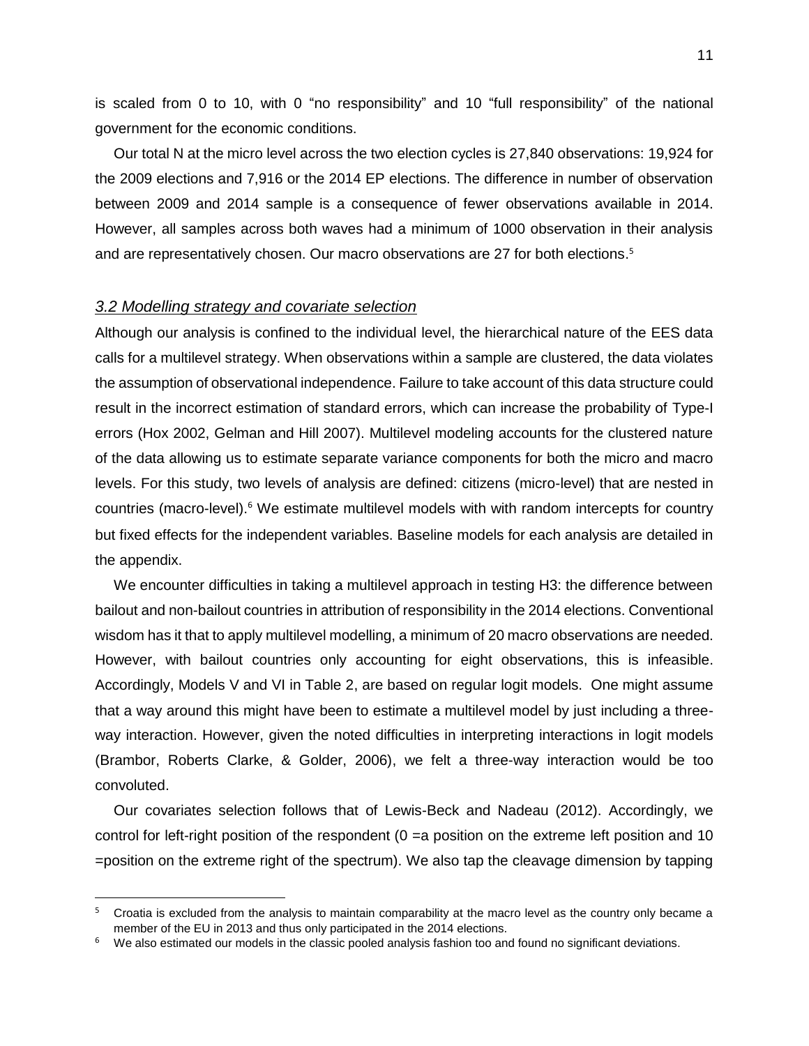is scaled from 0 to 10, with 0 "no responsibility" and 10 "full responsibility" of the national government for the economic conditions.

Our total N at the micro level across the two election cycles is 27,840 observations: 19,924 for the 2009 elections and 7,916 or the 2014 EP elections. The difference in number of observation between 2009 and 2014 sample is a consequence of fewer observations available in 2014. However, all samples across both waves had a minimum of 1000 observation in their analysis and are representatively chosen. Our macro observations are 27 for both elections.[5]

### *3.2 Modelling strategy and covariate selection*

Although our analysis is confined to the individual level, the hierarchical nature of the EES data calls for a multilevel strategy. When observations within a sample are clustered, the data violates the assumption of observational independence. Failure to take account of this data structure could result in the incorrect estimation of standard errors, which can increase the probability of Type-I errors (Hox 2002, Gelman and Hill 2007). Multilevel modeling accounts for the clustered nature of the data allowing us to estimate separate variance components for both the micro and macro levels. For this study, two levels of analysis are defined: citizens (micro-level) that are nested in countries (macro-level).[6] We estimate multilevel models with with random intercepts for country but fixed effects for the independent variables. Baseline models for each analysis are detailed in the appendix.

We encounter difficulties in taking a multilevel approach in testing H3: the difference between bailout and non-bailout countries in attribution of responsibility in the 2014 elections. Conventional wisdom has it that to apply multilevel modelling, a minimum of 20 macro observations are needed. However, with bailout countries only accounting for eight observations, this is infeasible. Accordingly, Models V and VI in Table 2, are based on regular logit models. One might assume that a way around this might have been to estimate a multilevel model by just including a three-way interaction. However, given the noted difficulties in interpreting interactions in logit models (Brambor, Roberts Clarke, & Golder, 2006), we felt a three-way interaction would be too convoluted.

Our covariates selection follows that of Lewis-Beck and Nadeau (2012). Accordingly, we control for left-right position of the respondent (0 =a position on the extreme left position and 10 =position on the extreme right of the spectrum). We also tap the cleavage dimension by tapping

---

[5] Croatia is excluded from the analysis to maintain comparability at the macro level as the country only became a member of the EU in 2013 and thus only participated in the 2014 elections.

[6] We also estimated our models in the classic pooled analysis fashion too and found no significant deviations.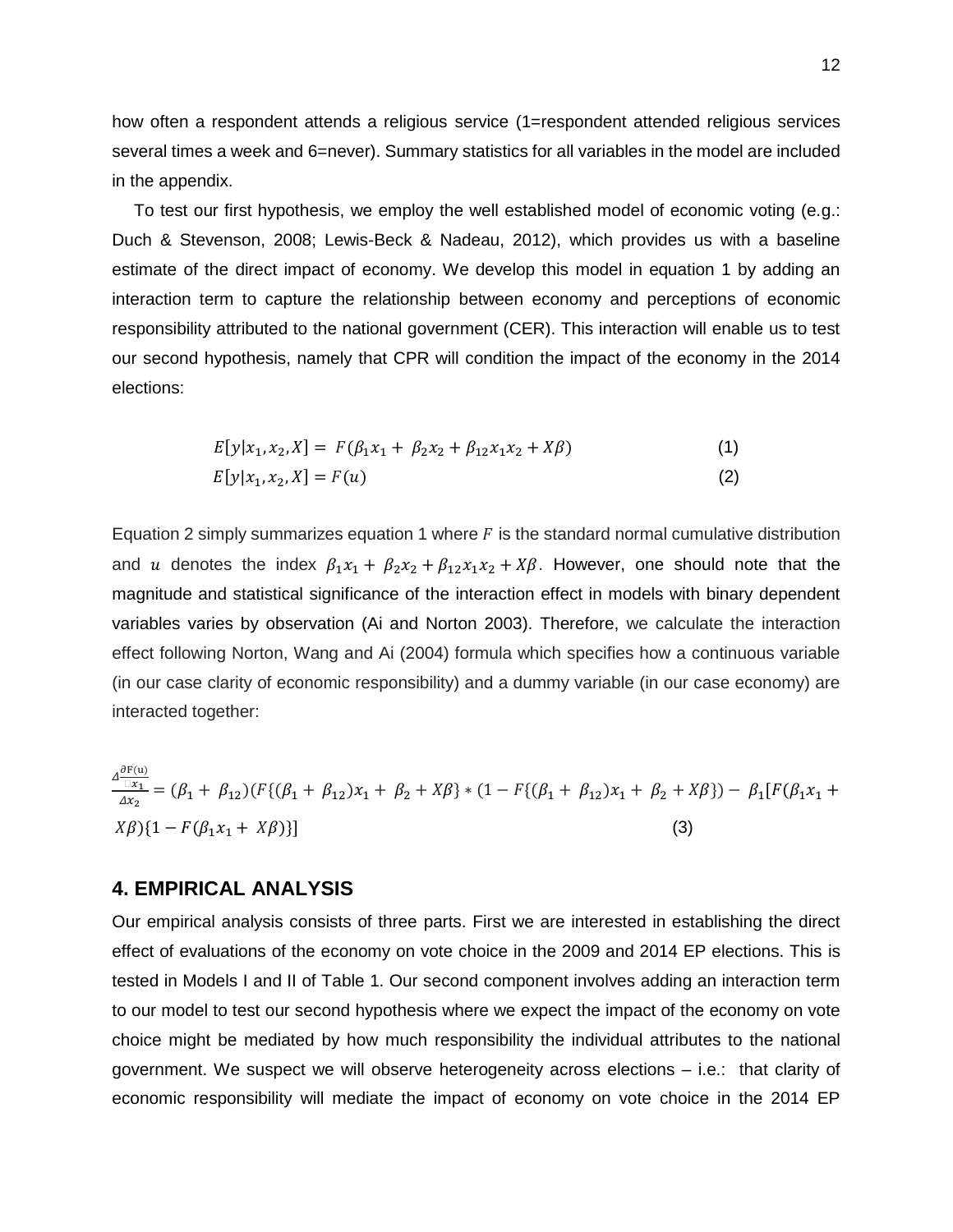how often a respondent attends a religious service (1=respondent attended religious services several times a week and 6=never). Summary statistics for all variables in the model are included in the appendix.

To test our first hypothesis, we employ the well established model of economic voting (e.g.: Duch & Stevenson, 2008; Lewis-Beck & Nadeau, 2012), which provides us with a baseline estimate of the direct impact of economy. We develop this model in equation 1 by adding an interaction term to capture the relationship between economy and perceptions of economic responsibility attributed to the national government (CER). This interaction will enable us to test our second hypothesis, namely that CPR will condition the impact of the economy in the 2014 elections:

$$E[y|x_1, x_2, X] = F(\beta_1 x_1 + \beta_2 x_2 + \beta_{12} x_1 x_2 + X\beta) \tag{1}$$

$$E[y|x_1, x_2, X] = F(u) \tag{2}$$

Equation 2 simply summarizes equation 1 where $F$ is the standard normal cumulative distribution and $u$ denotes the index $\beta_1 x_1 + \beta_2 x_2 + \beta_{12} x_1 x_2 + X\beta$. However, one should note that the magnitude and statistical significance of the interaction effect in models with binary dependent variables varies by observation (Ai and Norton 2003). Therefore, we calculate the interaction effect following Norton, Wang and Ai (2004) formula which specifies how a continuous variable (in our case clarity of economic responsibility) and a dummy variable (in our case economy) are interacted together:

$$\frac{\Delta \frac{\partial F(u)}{\partial x_1}}{\Delta x_2} = (\beta_1 + \beta_{12})(F\{(\beta_1 + \beta_{12})x_1 + \beta_2 + X\beta\} * (1 - F\{(\beta_1 + \beta_{12})x_1 + \beta_2 + X\beta\}) - \beta_1[F(\beta_1 x_1 + X\beta)\{1 - F(\beta_1 x_1 + X\beta)\}] \tag{3}$$

## 4. EMPIRICAL ANALYSIS

Our empirical analysis consists of three parts. First we are interested in establishing the direct effect of evaluations of the economy on vote choice in the 2009 and 2014 EP elections. This is tested in Models I and II of Table 1. Our second component involves adding an interaction term to our model to test our second hypothesis where we expect the impact of the economy on vote choice might be mediated by how much responsibility the individual attributes to the national government. We suspect we will observe heterogeneity across elections – i.e.: that clarity of economic responsibility will mediate the impact of economy on vote choice in the 2014 EP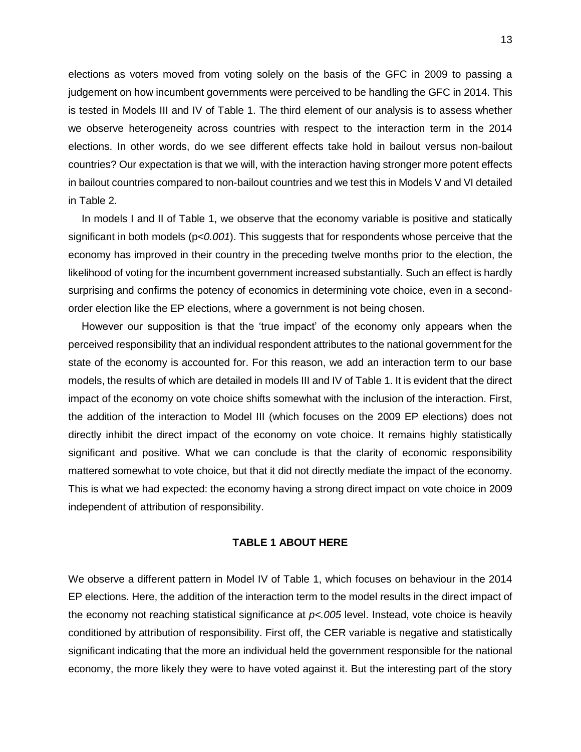elections as voters moved from voting solely on the basis of the GFC in 2009 to passing a judgement on how incumbent governments were perceived to be handling the GFC in 2014. This is tested in Models III and IV of Table 1. The third element of our analysis is to assess whether we observe heterogeneity across countries with respect to the interaction term in the 2014 elections. In other words, do we see different effects take hold in bailout versus non-bailout countries? Our expectation is that we will, with the interaction having stronger more potent effects in bailout countries compared to non-bailout countries and we test this in Models V and VI detailed in Table 2.

In models I and II of Table 1, we observe that the economy variable is positive and statically significant in both models ($p<0.001$). This suggests that for respondents whose perceive that the economy has improved in their country in the preceding twelve months prior to the election, the likelihood of voting for the incumbent government increased substantially. Such an effect is hardly surprising and confirms the potency of economics in determining vote choice, even in a second-order election like the EP elections, where a government is not being chosen.

However our supposition is that the 'true impact' of the economy only appears when the perceived responsibility that an individual respondent attributes to the national government for the state of the economy is accounted for. For this reason, we add an interaction term to our base models, the results of which are detailed in models III and IV of Table 1. It is evident that the direct impact of the economy on vote choice shifts somewhat with the inclusion of the interaction. First, the addition of the interaction to Model III (which focuses on the 2009 EP elections) does not directly inhibit the direct impact of the economy on vote choice. It remains highly statistically significant and positive. What we can conclude is that the clarity of economic responsibility mattered somewhat to vote choice, but that it did not directly mediate the impact of the economy. This is what we had expected: the economy having a strong direct impact on vote choice in 2009 independent of attribution of responsibility.

**TABLE 1 ABOUT HERE**

We observe a different pattern in Model IV of Table 1, which focuses on behaviour in the 2014 EP elections. Here, the addition of the interaction term to the model results in the direct impact of the economy not reaching statistical significance at $p<.005$ level. Instead, vote choice is heavily conditioned by attribution of responsibility. First off, the CER variable is negative and statistically significant indicating that the more an individual held the government responsible for the national economy, the more likely they were to have voted against it. But the interesting part of the story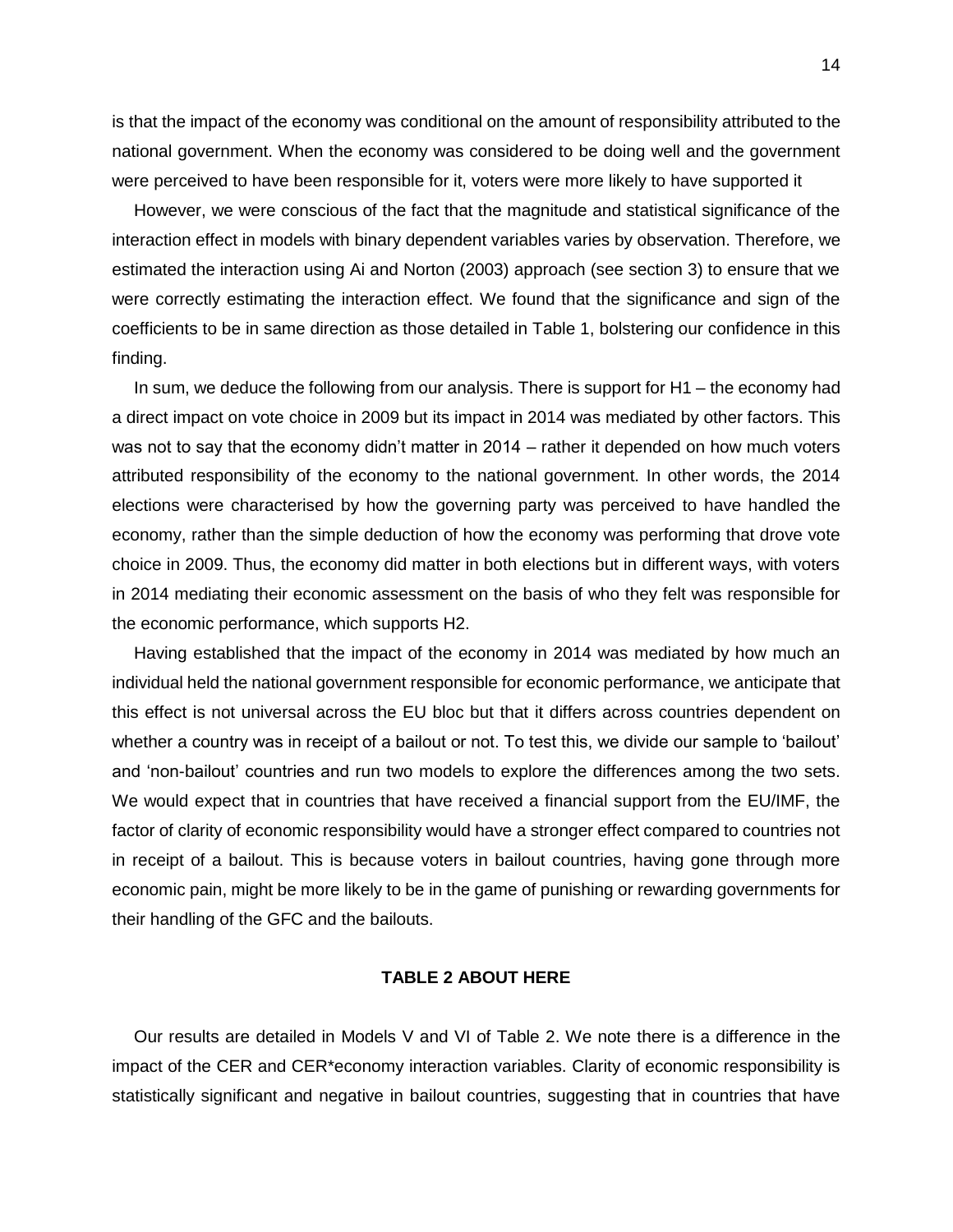is that the impact of the economy was conditional on the amount of responsibility attributed to the national government. When the economy was considered to be doing well and the government were perceived to have been responsible for it, voters were more likely to have supported it

However, we were conscious of the fact that the magnitude and statistical significance of the interaction effect in models with binary dependent variables varies by observation. Therefore, we estimated the interaction using Ai and Norton (2003) approach (see section 3) to ensure that we were correctly estimating the interaction effect. We found that the significance and sign of the coefficients to be in same direction as those detailed in Table 1, bolstering our confidence in this finding.

In sum, we deduce the following from our analysis. There is support for H1 – the economy had a direct impact on vote choice in 2009 but its impact in 2014 was mediated by other factors. This was not to say that the economy didn't matter in 2014 – rather it depended on how much voters attributed responsibility of the economy to the national government. In other words, the 2014 elections were characterised by how the governing party was perceived to have handled the economy, rather than the simple deduction of how the economy was performing that drove vote choice in 2009. Thus, the economy did matter in both elections but in different ways, with voters in 2014 mediating their economic assessment on the basis of who they felt was responsible for the economic performance, which supports H2.

Having established that the impact of the economy in 2014 was mediated by how much an individual held the national government responsible for economic performance, we anticipate that this effect is not universal across the EU bloc but that it differs across countries dependent on whether a country was in receipt of a bailout or not. To test this, we divide our sample to 'bailout' and 'non-bailout' countries and run two models to explore the differences among the two sets. We would expect that in countries that have received a financial support from the EU/IMF, the factor of clarity of economic responsibility would have a stronger effect compared to countries not in receipt of a bailout. This is because voters in bailout countries, having gone through more economic pain, might be more likely to be in the game of punishing or rewarding governments for their handling of the GFC and the bailouts.

**TABLE 2 ABOUT HERE**

Our results are detailed in Models V and VI of Table 2. We note there is a difference in the impact of the CER and CER*economy interaction variables. Clarity of economic responsibility is statistically significant and negative in bailout countries, suggesting that in countries that have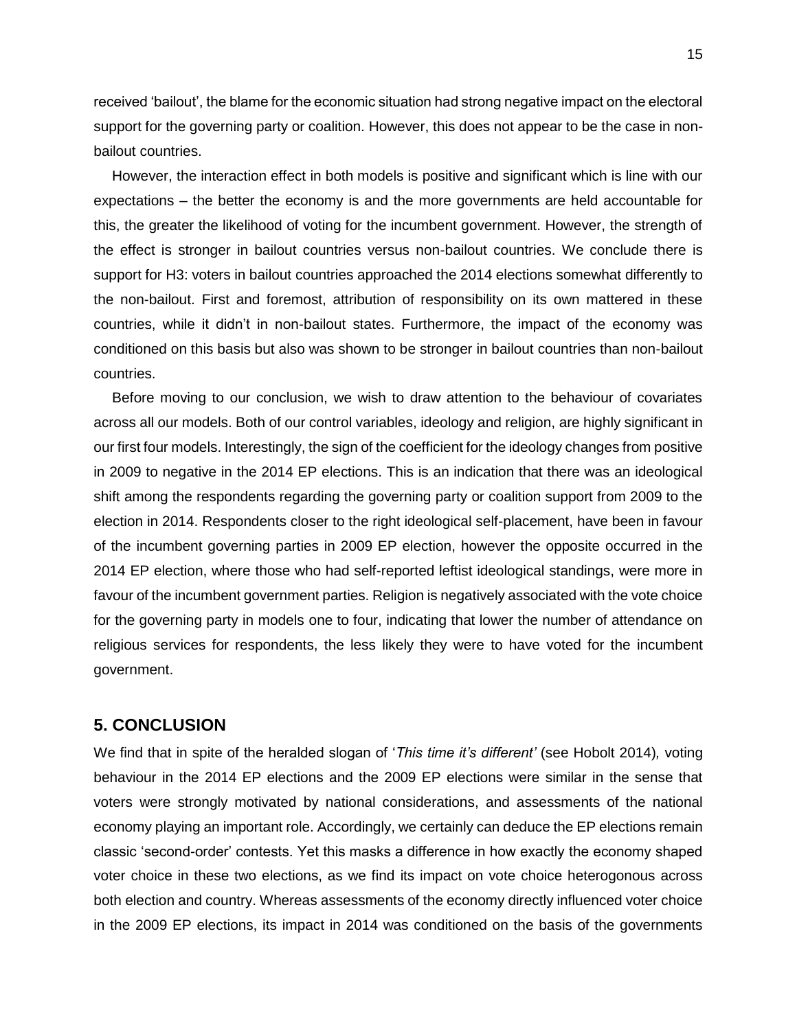received 'bailout', the blame for the economic situation had strong negative impact on the electoral support for the governing party or coalition. However, this does not appear to be the case in non-bailout countries.

However, the interaction effect in both models is positive and significant which is line with our expectations – the better the economy is and the more governments are held accountable for this, the greater the likelihood of voting for the incumbent government. However, the strength of the effect is stronger in bailout countries versus non-bailout countries. We conclude there is support for H3: voters in bailout countries approached the 2014 elections somewhat differently to the non-bailout. First and foremost, attribution of responsibility on its own mattered in these countries, while it didn't in non-bailout states. Furthermore, the impact of the economy was conditioned on this basis but also was shown to be stronger in bailout countries than non-bailout countries.

Before moving to our conclusion, we wish to draw attention to the behaviour of covariates across all our models. Both of our control variables, ideology and religion, are highly significant in our first four models. Interestingly, the sign of the coefficient for the ideology changes from positive in 2009 to negative in the 2014 EP elections. This is an indication that there was an ideological shift among the respondents regarding the governing party or coalition support from 2009 to the election in 2014. Respondents closer to the right ideological self-placement, have been in favour of the incumbent governing parties in 2009 EP election, however the opposite occurred in the 2014 EP election, where those who had self-reported leftist ideological standings, were more in favour of the incumbent government parties. Religion is negatively associated with the vote choice for the governing party in models one to four, indicating that lower the number of attendance on religious services for respondents, the less likely they were to have voted for the incumbent government.

## 5. CONCLUSION

We find that in spite of the heralded slogan of '*This time it's different'* (see Hobolt 2014)*,* voting behaviour in the 2014 EP elections and the 2009 EP elections were similar in the sense that voters were strongly motivated by national considerations, and assessments of the national economy playing an important role. Accordingly, we certainly can deduce the EP elections remain classic 'second-order' contests. Yet this masks a difference in how exactly the economy shaped voter choice in these two elections, as we find its impact on vote choice heterogonous across both election and country. Whereas assessments of the economy directly influenced voter choice in the 2009 EP elections, its impact in 2014 was conditioned on the basis of the governments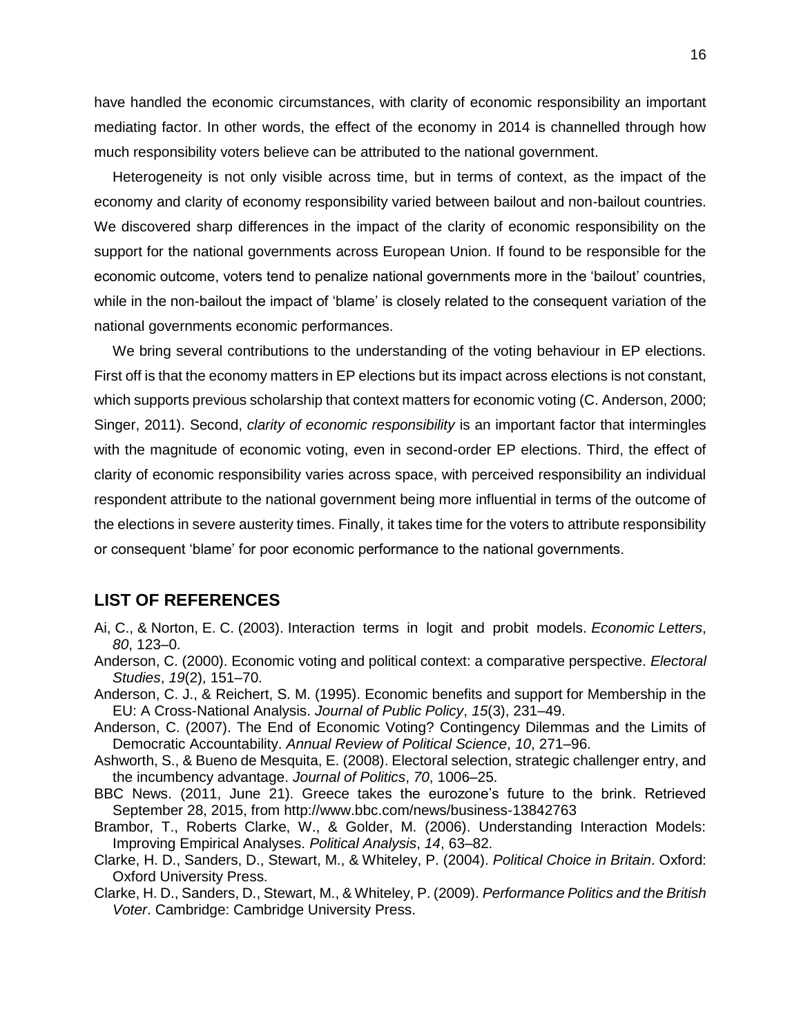have handled the economic circumstances, with clarity of economic responsibility an important mediating factor. In other words, the effect of the economy in 2014 is channelled through how much responsibility voters believe can be attributed to the national government.

Heterogeneity is not only visible across time, but in terms of context, as the impact of the economy and clarity of economy responsibility varied between bailout and non-bailout countries. We discovered sharp differences in the impact of the clarity of economic responsibility on the support for the national governments across European Union. If found to be responsible for the economic outcome, voters tend to penalize national governments more in the 'bailout' countries, while in the non-bailout the impact of 'blame' is closely related to the consequent variation of the national governments economic performances.

We bring several contributions to the understanding of the voting behaviour in EP elections. First off is that the economy matters in EP elections but its impact across elections is not constant, which supports previous scholarship that context matters for economic voting (C. Anderson, 2000; Singer, 2011). Second, *clarity of economic responsibility* is an important factor that intermingles with the magnitude of economic voting, even in second-order EP elections. Third, the effect of clarity of economic responsibility varies across space, with perceived responsibility an individual respondent attribute to the national government being more influential in terms of the outcome of the elections in severe austerity times. Finally, it takes time for the voters to attribute responsibility or consequent 'blame' for poor economic performance to the national governments.

## LIST OF REFERENCES

Ai, C., & Norton, E. C. (2003). Interaction terms in logit and probit models. *Economic Letters*, *80*, 123–0.

Anderson, C. (2000). Economic voting and political context: a comparative perspective. *Electoral Studies*, *19*(2), 151–70.

Anderson, C. J., & Reichert, S. M. (1995). Economic benefits and support for Membership in the EU: A Cross-National Analysis. *Journal of Public Policy*, *15*(3), 231–49.

Anderson, C. (2007). The End of Economic Voting? Contingency Dilemmas and the Limits of Democratic Accountability. *Annual Review of Political Science*, *10*, 271–96.

Ashworth, S., & Bueno de Mesquita, E. (2008). Electoral selection, strategic challenger entry, and the incumbency advantage. *Journal of Politics*, *70*, 1006–25.

BBC News. (2011, June 21). Greece takes the eurozone's future to the brink. Retrieved September 28, 2015, from http://www.bbc.com/news/business-13842763

Brambor, T., Roberts Clarke, W., & Golder, M. (2006). Understanding Interaction Models: Improving Empirical Analyses. *Political Analysis*, *14*, 63–82.

Clarke, H. D., Sanders, D., Stewart, M., & Whiteley, P. (2004). *Political Choice in Britain*. Oxford: Oxford University Press.

Clarke, H. D., Sanders, D., Stewart, M., & Whiteley, P. (2009). *Performance Politics and the British Voter*. Cambridge: Cambridge University Press.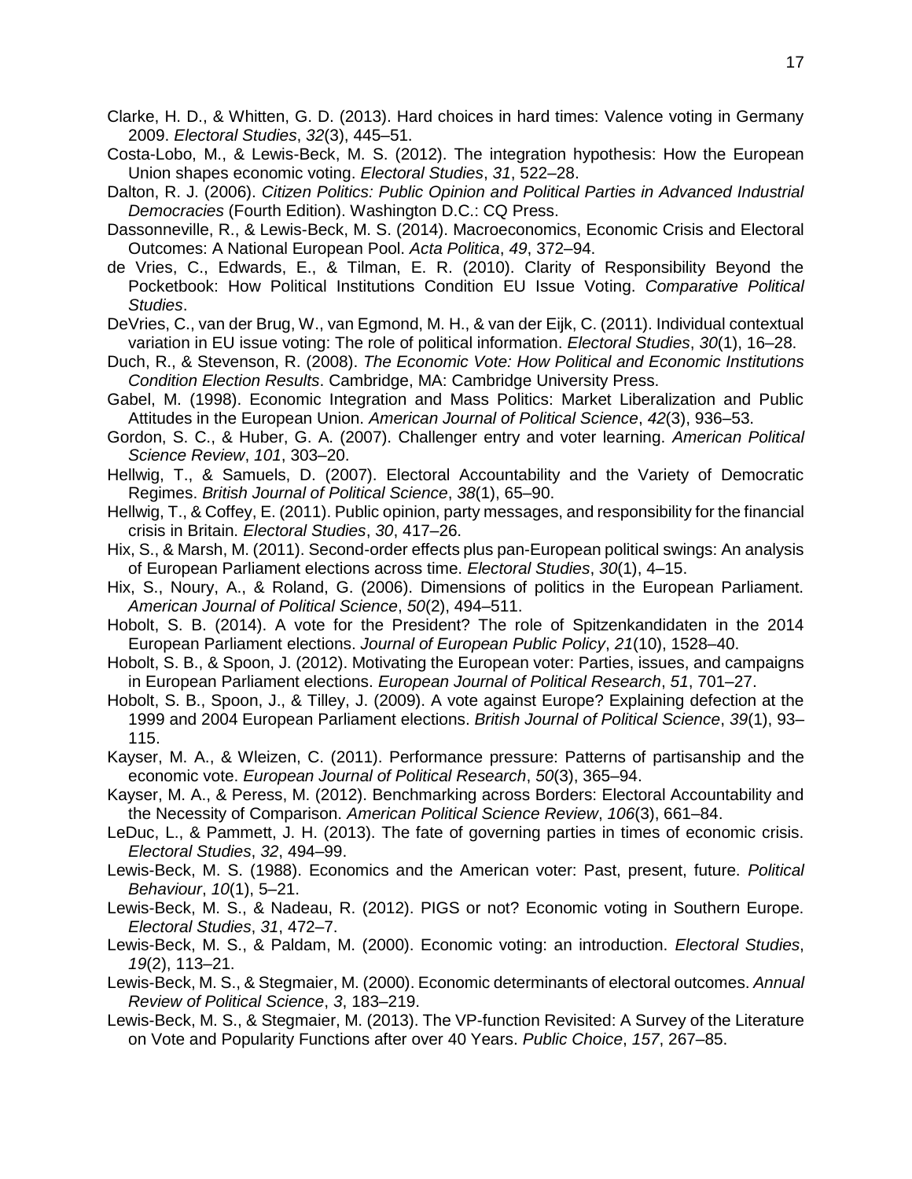Clarke, H. D., & Whitten, G. D. (2013). Hard choices in hard times: Valence voting in Germany 2009. *Electoral Studies*, *32*(3), 445–51.

Costa-Lobo, M., & Lewis-Beck, M. S. (2012). The integration hypothesis: How the European Union shapes economic voting. *Electoral Studies*, *31*, 522–28.

Dalton, R. J. (2006). *Citizen Politics: Public Opinion and Political Parties in Advanced Industrial Democracies* (Fourth Edition). Washington D.C.: CQ Press.

Dassonneville, R., & Lewis-Beck, M. S. (2014). Macroeconomics, Economic Crisis and Electoral Outcomes: A National European Pool. *Acta Politica*, *49*, 372–94.

de Vries, C., Edwards, E., & Tilman, E. R. (2010). Clarity of Responsibility Beyond the Pocketbook: How Political Institutions Condition EU Issue Voting. *Comparative Political Studies*.

DeVries, C., van der Brug, W., van Egmond, M. H., & van der Eijk, C. (2011). Individual contextual variation in EU issue voting: The role of political information. *Electoral Studies*, *30*(1), 16–28.

Duch, R., & Stevenson, R. (2008). *The Economic Vote: How Political and Economic Institutions Condition Election Results*. Cambridge, MA: Cambridge University Press.

Gabel, M. (1998). Economic Integration and Mass Politics: Market Liberalization and Public Attitudes in the European Union. *American Journal of Political Science*, *42*(3), 936–53.

Gordon, S. C., & Huber, G. A. (2007). Challenger entry and voter learning. *American Political Science Review*, *101*, 303–20.

Hellwig, T., & Samuels, D. (2007). Electoral Accountability and the Variety of Democratic Regimes. *British Journal of Political Science*, *38*(1), 65–90.

Hellwig, T., & Coffey, E. (2011). Public opinion, party messages, and responsibility for the financial crisis in Britain. *Electoral Studies*, *30*, 417–26.

Hix, S., & Marsh, M. (2011). Second-order effects plus pan-European political swings: An analysis of European Parliament elections across time. *Electoral Studies*, *30*(1), 4–15.

Hix, S., Noury, A., & Roland, G. (2006). Dimensions of politics in the European Parliament. *American Journal of Political Science*, *50*(2), 494–511.

Hobolt, S. B. (2014). A vote for the President? The role of Spitzenkandidaten in the 2014 European Parliament elections. *Journal of European Public Policy*, *21*(10), 1528–40.

Hobolt, S. B., & Spoon, J. (2012). Motivating the European voter: Parties, issues, and campaigns in European Parliament elections. *European Journal of Political Research*, *51*, 701–27.

Hobolt, S. B., Spoon, J., & Tilley, J. (2009). A vote against Europe? Explaining defection at the 1999 and 2004 European Parliament elections. *British Journal of Political Science*, *39*(1), 93–115.

Kayser, M. A., & Wleizen, C. (2011). Performance pressure: Patterns of partisanship and the economic vote. *European Journal of Political Research*, *50*(3), 365–94.

Kayser, M. A., & Peress, M. (2012). Benchmarking across Borders: Electoral Accountability and the Necessity of Comparison. *American Political Science Review*, *106*(3), 661–84.

LeDuc, L., & Pammett, J. H. (2013). The fate of governing parties in times of economic crisis. *Electoral Studies*, *32*, 494–99.

Lewis-Beck, M. S. (1988). Economics and the American voter: Past, present, future. *Political Behaviour*, *10*(1), 5–21.

Lewis-Beck, M. S., & Nadeau, R. (2012). PIGS or not? Economic voting in Southern Europe. *Electoral Studies*, *31*, 472–7.

Lewis-Beck, M. S., & Paldam, M. (2000). Economic voting: an introduction. *Electoral Studies*, *19*(2), 113–21.

Lewis-Beck, M. S., & Stegmaier, M. (2000). Economic determinants of electoral outcomes. *Annual Review of Political Science*, *3*, 183–219.

Lewis-Beck, M. S., & Stegmaier, M. (2013). The VP-function Revisited: A Survey of the Literature on Vote and Popularity Functions after over 40 Years. *Public Choice*, *157*, 267–85.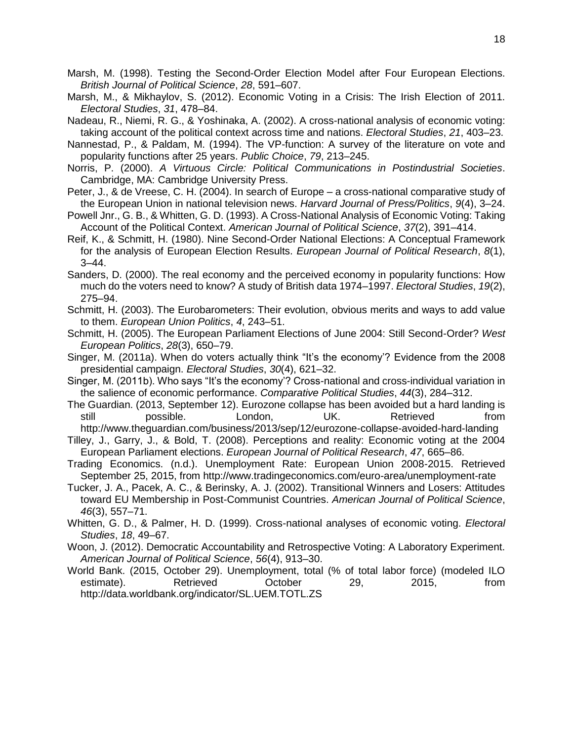Marsh, M. (1998). Testing the Second-Order Election Model after Four European Elections. *British Journal of Political Science*, *28*, 591–607.

Marsh, M., & Mikhaylov, S. (2012). Economic Voting in a Crisis: The Irish Election of 2011. *Electoral Studies*, *31*, 478–84.

Nadeau, R., Niemi, R. G., & Yoshinaka, A. (2002). A cross-national analysis of economic voting: taking account of the political context across time and nations. *Electoral Studies*, *21*, 403–23.

Nannestad, P., & Paldam, M. (1994). The VP-function: A survey of the literature on vote and popularity functions after 25 years. *Public Choice*, *79*, 213–245.

Norris, P. (2000). *A Virtuous Circle: Political Communications in Postindustrial Societies*. Cambridge, MA: Cambridge University Press.

Peter, J., & de Vreese, C. H. (2004). In search of Europe – a cross-national comparative study of the European Union in national television news. *Harvard Journal of Press/Politics*, *9*(4), 3–24.

Powell Jnr., G. B., & Whitten, G. D. (1993). A Cross-National Analysis of Economic Voting: Taking Account of the Political Context. *American Journal of Political Science*, *37*(2), 391–414.

Reif, K., & Schmitt, H. (1980). Nine Second-Order National Elections: A Conceptual Framework for the analysis of European Election Results. *European Journal of Political Research*, *8*(1), 3–44.

Sanders, D. (2000). The real economy and the perceived economy in popularity functions: How much do the voters need to know? A study of British data 1974–1997. *Electoral Studies*, *19*(2), 275–94.

Schmitt, H. (2003). The Eurobarometers: Their evolution, obvious merits and ways to add value to them. *European Union Politics*, *4*, 243–51.

Schmitt, H. (2005). The European Parliament Elections of June 2004: Still Second-Order? *West European Politics*, *28*(3), 650–79.

Singer, M. (2011a). When do voters actually think "It's the economy'? Evidence from the 2008 presidential campaign. *Electoral Studies*, *30*(4), 621–32.

Singer, M. (2011b). Who says "It's the economy'? Cross-national and cross-individual variation in the salience of economic performance. *Comparative Political Studies*, *44*(3), 284–312.

The Guardian. (2013, September 12). Eurozone collapse has been avoided but a hard landing is still possible. London, UK. Retrieved from http://www.theguardian.com/business/2013/sep/12/eurozone-collapse-avoided-hard-landing

Tilley, J., Garry, J., & Bold, T. (2008). Perceptions and reality: Economic voting at the 2004 European Parliament elections. *European Journal of Political Research*, *47*, 665–86.

Trading Economics. (n.d.). Unemployment Rate: European Union 2008-2015. Retrieved September 25, 2015, from http://www.tradingeconomics.com/euro-area/unemployment-rate

Tucker, J. A., Pacek, A. C., & Berinsky, A. J. (2002). Transitional Winners and Losers: Attitudes toward EU Membership in Post-Communist Countries. *American Journal of Political Science*, *46*(3), 557–71.

Whitten, G. D., & Palmer, H. D. (1999). Cross-national analyses of economic voting. *Electoral Studies*, *18*, 49–67.

Woon, J. (2012). Democratic Accountability and Retrospective Voting: A Laboratory Experiment. *American Journal of Political Science*, *56*(4), 913–30.

World Bank. (2015, October 29). Unemployment, total (% of total labor force) (modeled ILO estimate). Retrieved October 29, 2015, from http://data.worldbank.org/indicator/SL.UEM.TOTL.ZS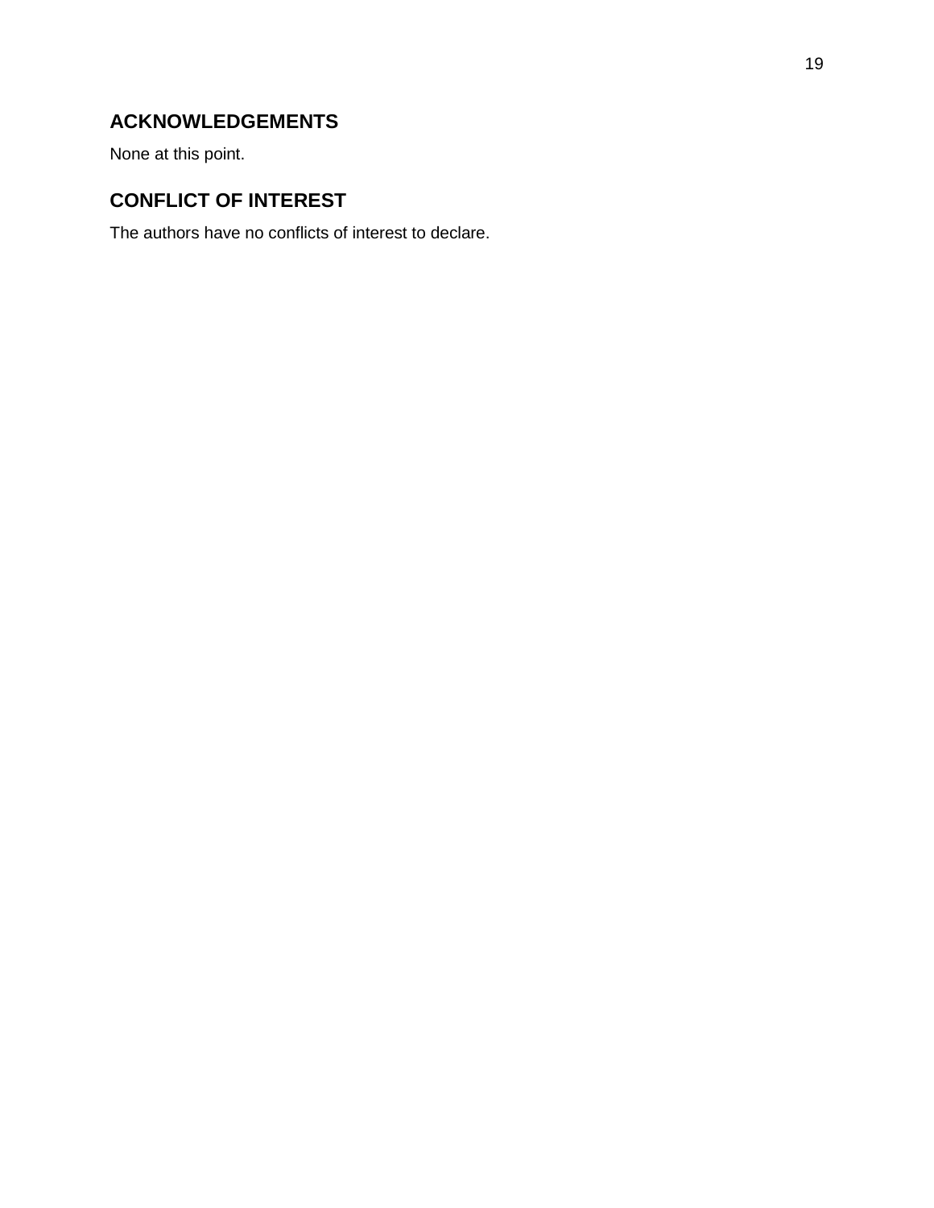## ACKNOWLEDGEMENTS

None at this point.

## CONFLICT OF INTEREST

The authors have no conflicts of interest to declare.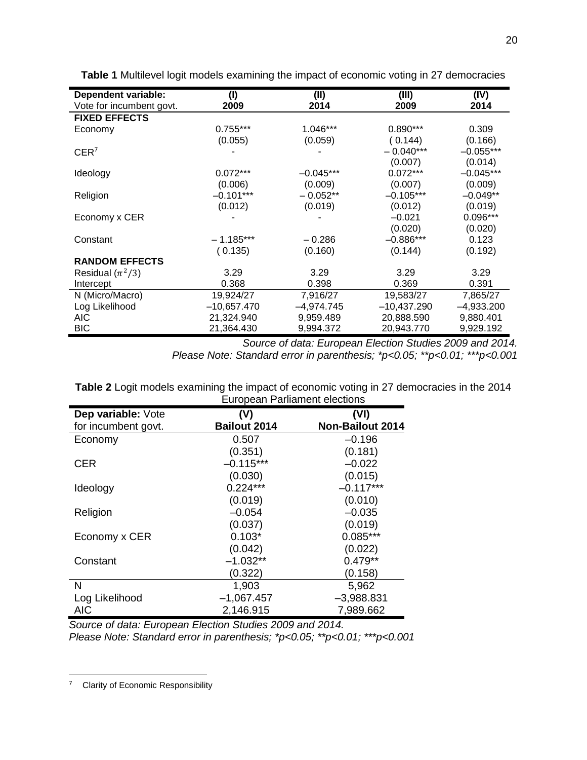**Table 1** Multilevel logit models examining the impact of economic voting in 27 democracies

| **Dependent variable:** Vote for incumbent govt. | **(I) 2009** | **(II) 2014** | **(III) 2009** | **(IV) 2014** |
|---|---|---|---|---|
| **FIXED EFFECTS** | | | | |
| Economy | 0.755*** | 1.046*** | 0.890*** | 0.309 |
| | (0.055) | (0.059) | ( 0.144) | (0.166) |
| CER[7] | - | - | – 0.040*** | –0.055*** |
| | | | (0.007) | (0.014) |
| Ideology | 0.072*** | –0.045*** | 0.072*** | –0.045*** |
| | (0.006) | (0.009) | (0.007) | (0.009) |
| Religion | –0.101*** | – 0.052** | –0.105*** | –0.049** |
| | (0.012) | (0.019) | (0.012) | (0.019) |
| Economy x CER | - | - | –0.021 | 0.096*** |
| | | | (0.020) | (0.020) |
| Constant | – 1.185*** | – 0.286 | –0.886*** | 0.123 |
| | ( 0.135) | (0.160) | (0.144) | (0.192) |
| **RANDOM EFFECTS** | | | | |
| Residual ($\pi^2/3$) | 3.29 | 3.29 | 3.29 | 3.29 |
| Intercept | 0.368 | 0.398 | 0.369 | 0.391 |
| N (Micro/Macro) | 19,924/27 | 7,916/27 | 19,583/27 | 7,865/27 |
| Log Likelihood | –10,657.470 | –4,974.745 | –10,437.290 | –4,933.200 |
| AIC | 21,324.940 | 9,959.489 | 20,888.590 | 9,880.401 |
| BIC | 21,364.430 | 9,994.372 | 20,943.770 | 9,929.192 |

*Source of data: European Election Studies 2009 and 2014.*
*Please Note: Standard error in parenthesis; *p<0.05; **p<0.01; ***p<0.001*

**Table 2** Logit models examining the impact of economic voting in 27 democracies in the 2014 European Parliament elections

| **Dep variable:** Vote for incumbent govt. | **(V) Bailout 2014** | **(VI) Non-Bailout 2014** |
|---|---|---|
| Economy | 0.507 | –0.196 |
| | (0.351) | (0.181) |
| CER | –0.115*** | –0.022 |
| | (0.030) | (0.015) |
| Ideology | 0.224*** | –0.117*** |
| | (0.019) | (0.010) |
| Religion | –0.054 | –0.035 |
| | (0.037) | (0.019) |
| Economy x CER | 0.103* | 0.085*** |
| | (0.042) | (0.022) |
| Constant | –1.032** | 0.479** |
| | (0.322) | (0.158) |
| N | 1,903 | 5,962 |
| Log Likelihood | –1,067.457 | –3,988.831 |
| AIC | 2,146.915 | 7,989.662 |

*Source of data: European Election Studies 2009 and 2014.*
*Please Note: Standard error in parenthesis; *p<0.05; **p<0.01; ***p<0.001*

[7] Clarity of Economic Responsibility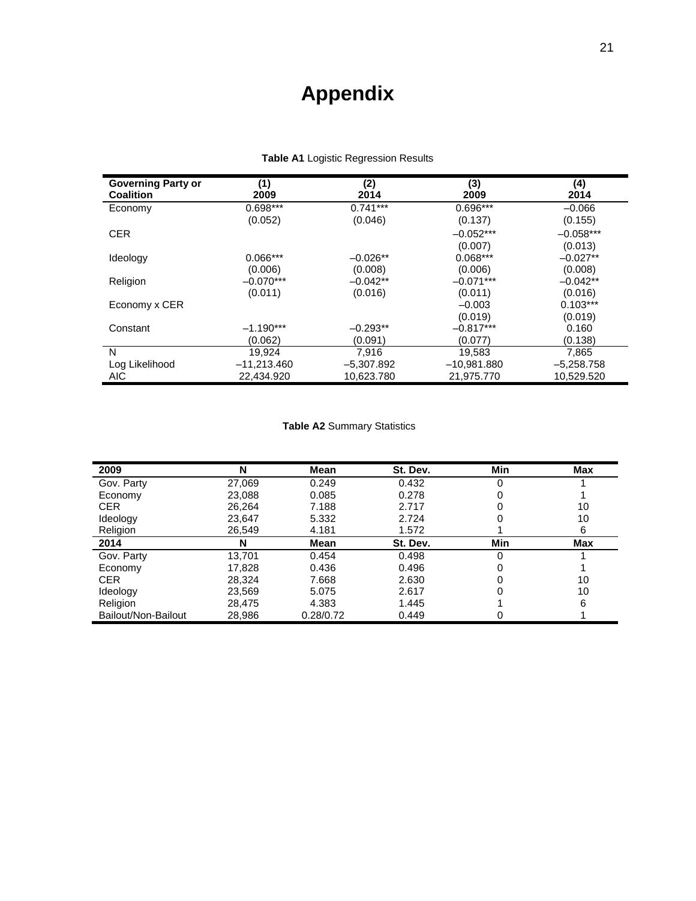# Appendix

**Table A1** Logistic Regression Results

| Governing Party or Coalition | (1) 2009 | (2) 2014 | (3) 2009 | (4) 2014 |
|---|---|---|---|---|
| Economy | 0.698*** | 0.741*** | 0.696*** | –0.066 |
| | (0.052) | (0.046) | (0.137) | (0.155) |
| CER | | | –0.052*** | –0.058*** |
| | | | (0.007) | (0.013) |
| Ideology | 0.066*** | –0.026** | 0.068*** | –0.027** |
| | (0.006) | (0.008) | (0.006) | (0.008) |
| Religion | –0.070*** | –0.042** | –0.071*** | –0.042** |
| | (0.011) | (0.016) | (0.011) | (0.016) |
| Economy x CER | | | –0.003 | 0.103*** |
| | | | (0.019) | (0.019) |
| Constant | –1.190*** | –0.293** | –0.817*** | 0.160 |
| | (0.062) | (0.091) | (0.077) | (0.138) |
| N | 19,924 | 7,916 | 19,583 | 7,865 |
| Log Likelihood | –11,213.460 | –5,307.892 | –10,981.880 | –5,258.758 |
| AIC | 22,434.920 | 10,623.780 | 21,975.770 | 10,529.520 |

**Table A2** Summary Statistics

| 2009 | N | Mean | St. Dev. | Min | Max |
|---|---|---|---|---|---|
| Gov. Party | 27,069 | 0.249 | 0.432 | 0 | 1 |
| Economy | 23,088 | 0.085 | 0.278 | 0 | 1 |
| CER | 26,264 | 7.188 | 2.717 | 0 | 10 |
| Ideology | 23,647 | 5.332 | 2.724 | 0 | 10 |
| Religion | 26,549 | 4.181 | 1.572 | 1 | 6 |
| **2014** | **N** | **Mean** | **St. Dev.** | **Min** | **Max** |
| Gov. Party | 13,701 | 0.454 | 0.498 | 0 | 1 |
| Economy | 17,828 | 0.436 | 0.496 | 0 | 1 |
| CER | 28,324 | 7.668 | 2.630 | 0 | 10 |
| Ideology | 23,569 | 5.075 | 2.617 | 0 | 10 |
| Religion | 28,475 | 4.383 | 1.445 | 1 | 6 |
| Bailout/Non-Bailout | 28,986 | 0.28/0.72 | 0.449 | 0 | 1 |